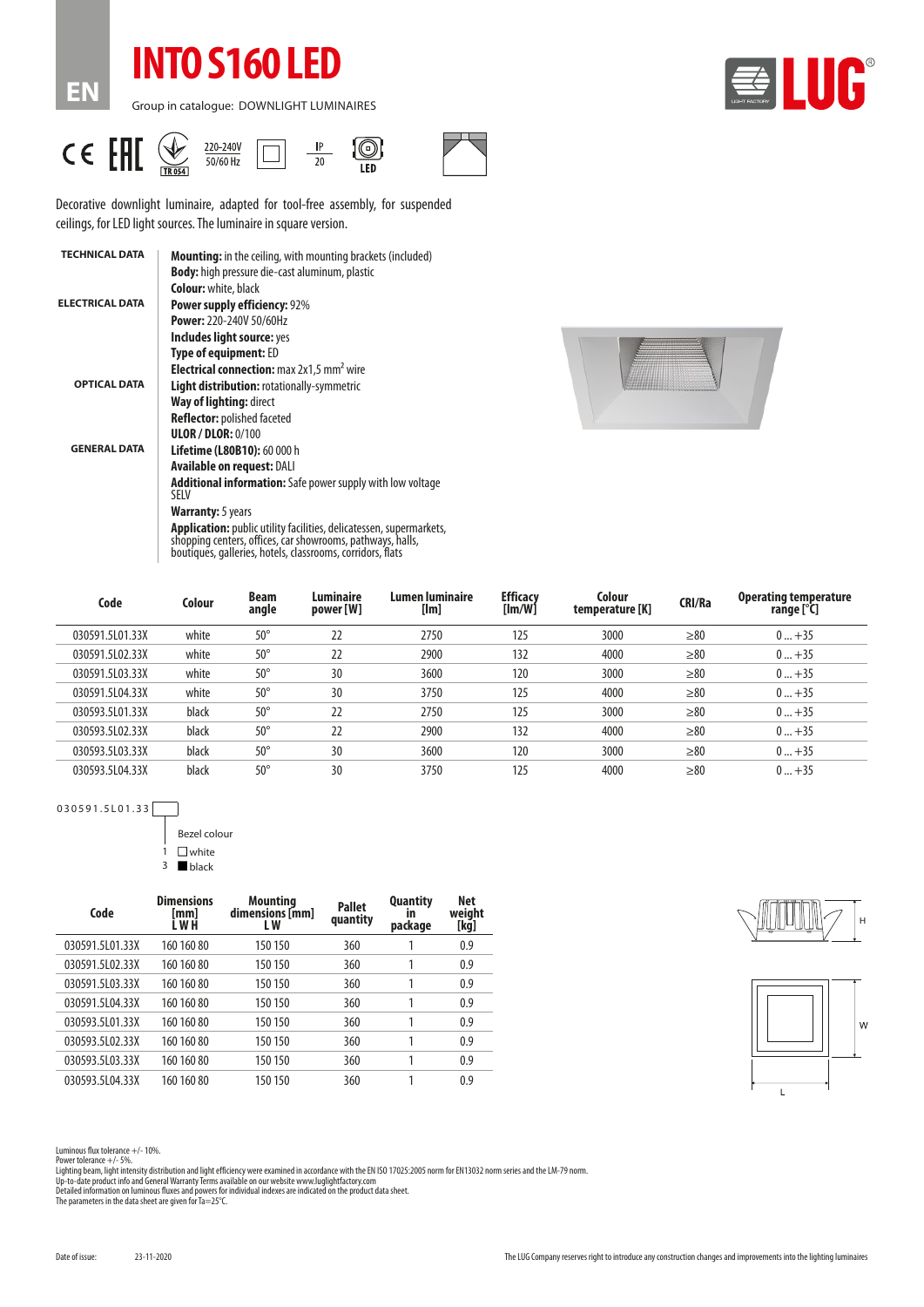# INTO S160 LED

Group in catalogue: DOWNLIGHT LUMINAIRES

220-240V 50/60 Hz | IP 20 | LED

Decorative downlight luminaire, adapted for tool-free assembly, for suspended ceilings, for LED light sources. The luminaire in square version.

**TECHNICAL DATA**

**Mounting:** in the ceiling, with mounting brackets (included)
**Body:** high pressure die-cast aluminum, plastic
**Colour:** white, black

**ELECTRICAL DATA**

**Power supply efficiency:** 92%
**Power:** 220-240V 50/60Hz
**Includes light source:** yes
**Type of equipment:** ED
**Electrical connection:** max 2x1,5 mm² wire

**OPTICAL DATA**

**Light distribution:** rotationally-symmetric
**Way of lighting:** direct
**Reflector:** polished faceted
**ULOR / DLOR:** 0/100

**GENERAL DATA**

**Lifetime (L80B10):** 60 000 h
**Available on request:** DALI
**Additional information:** Safe power supply with low voltage SELV
**Warranty:** 5 years
**Application:** public utility facilities, delicatessen, supermarkets, shopping centers, offices, car showrooms, pathways, halls, boutiques, galleries, hotels, classrooms, corridors, flats

| Code | Colour | Beam angle | Luminaire power [W] | Lumen luminaire [lm] | Efficacy [lm/W] | Colour temperature [K] | CRI/Ra | Operating temperature range [°C] |
|---|---|---|---|---|---|---|---|---|
| 030591.5L01.33X | white | 50° | 22 | 2750 | 125 | 3000 | ≥80 | 0 ... +35 |
| 030591.5L02.33X | white | 50° | 22 | 2900 | 132 | 4000 | ≥80 | 0 ... +35 |
| 030591.5L03.33X | white | 50° | 30 | 3600 | 120 | 3000 | ≥80 | 0 ... +35 |
| 030591.5L04.33X | white | 50° | 30 | 3750 | 125 | 4000 | ≥80 | 0 ... +35 |
| 030593.5L01.33X | black | 50° | 22 | 2750 | 125 | 3000 | ≥80 | 0 ... +35 |
| 030593.5L02.33X | black | 50° | 22 | 2900 | 132 | 4000 | ≥80 | 0 ... +35 |
| 030593.5L03.33X | black | 50° | 30 | 3600 | 120 | 3000 | ≥80 | 0 ... +35 |
| 030593.5L04.33X | black | 50° | 30 | 3750 | 125 | 4000 | ≥80 | 0 ... +35 |

030591.5L01.33☐

Bezel colour
1 ☐ white
3 ■ black

| Code | Dimensions [mm] L W H | Mounting dimensions [mm] L W | Pallet quantity | Quantity in package | Net weight [kg] |
|---|---|---|---|---|---|
| 030591.5L01.33X | 160 160 80 | 150 150 | 360 | 1 | 0.9 |
| 030591.5L02.33X | 160 160 80 | 150 150 | 360 | 1 | 0.9 |
| 030591.5L03.33X | 160 160 80 | 150 150 | 360 | 1 | 0.9 |
| 030591.5L04.33X | 160 160 80 | 150 150 | 360 | 1 | 0.9 |
| 030593.5L01.33X | 160 160 80 | 150 150 | 360 | 1 | 0.9 |
| 030593.5L02.33X | 160 160 80 | 150 150 | 360 | 1 | 0.9 |
| 030593.5L03.33X | 160 160 80 | 150 150 | 360 | 1 | 0.9 |
| 030593.5L04.33X | 160 160 80 | 150 150 | 360 | 1 | 0.9 |

Luminous flux tolerance +/- 10%.
Power tolerance +/- 5%.
Lighting beam, light intensity distribution and light efficiency were examined in accordance with the EN ISO 17025:2005 norm for EN13032 norm series and the LM-79 norm.
Up-to-date product info and General Warranty Terms available on our website www.luglightfactory.com
Detailed information on luminous fluxes and powers for individual indexes are indicated on the product data sheet.
The parameters in the data sheet are given for Ta=25°C.

Date of issue: 23-11-2020

The LUG Company reserves right to introduce any construction changes and improvements into the lighting luminaires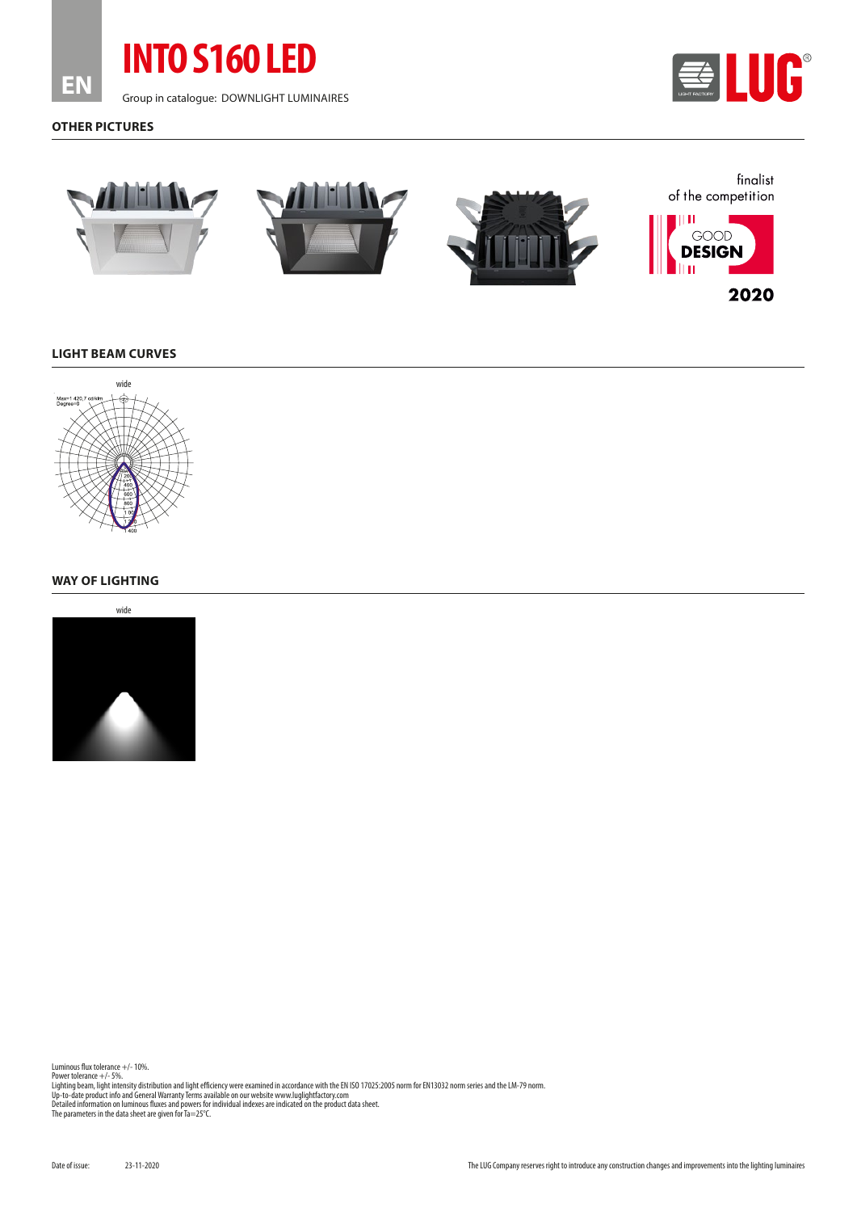EN

# INTO S160 LED

Group in catalogue: DOWNLIGHT LUMINAIRES

## OTHER PICTURES

finalist
of the competition

GOOD
DESIGN

2020

## LIGHT BEAM CURVES

wide

Max=1 420,7 cd/klm
Degree=0

200
400
600
800
1 000
1 200
1 400

## WAY OF LIGHTING

wide

Luminous flux tolerance +/- 10%.
Power tolerance +/- 5%.
Lighting beam, light intensity distribution and light efficiency were examined in accordance with the EN ISO 17025:2005 norm for EN13032 norm series and the LM-79 norm.
Up-to-date product info and General Warranty Terms available on our website www.luglightfactory.com
Detailed information on luminous fluxes and powers for individual indexes are indicated on the product data sheet.
The parameters in the data sheet are given for Ta=25°C.

Date of issue: 23-11-2020

The LUG Company reserves right to introduce any construction changes and improvements into the lighting luminaires